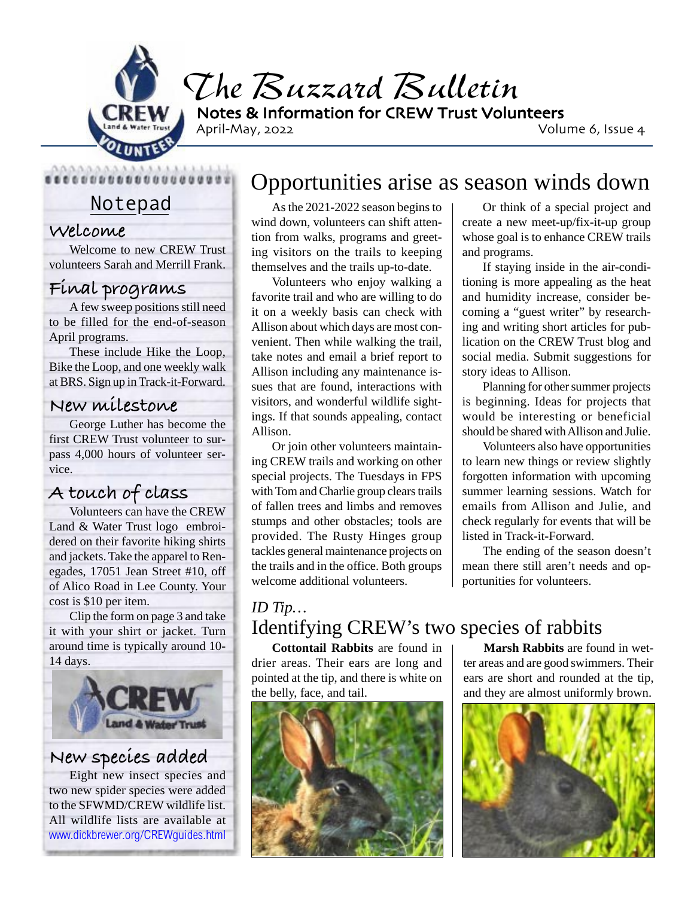# The Buzzard Bulletin

**Notes & Information for CREW Trust Volunteers**

April-May, 2022 — Volume 6, Issue 4

## Notepad

### Welcome

Welcome to new CREW Trust volunteers Sarah and Merrill Frank.

### Final programs

A few sweep positions still need to be filled for the end-of-season April programs.

These include Hike the Loop, Bike the Loop, and one weekly walk at BRS. Sign up in Track-it-Forward.

### New milestone

George Luther has become the first CREW Trust volunteer to surpass 4,000 hours of volunteer service.

### A touch of class

Volunteers can have the CREW Land & Water Trust logo embroidered on their favorite hiking shirts and jackets. Take the apparel to Renegades, 17051 Jean Street #10, off of Alico Road in Lee County. Your cost is $10 per item.

Clip the form on page 3 and take it with your shirt or jacket. Turn around time is typically around 10-14 days.

### New species added

Eight new insect species and two new spider species were added to the SFWMD/CREW wildlife list. All wildlife lists are available at www.dickbrewer.org/CREWguides.html

## Opportunities arise as season winds down

As the 2021-2022 season begins to wind down, volunteers can shift attention from walks, programs and greeting visitors on the trails to keeping themselves and the trails up-to-date.

Volunteers who enjoy walking a favorite trail and who are willing to do it on a weekly basis can check with Allison about which days are most convenient. Then while walking the trail, take notes and email a brief report to Allison including any maintenance issues that are found, interactions with visitors, and wonderful wildlife sightings. If that sounds appealing, contact Allison.

Or join other volunteers maintaining CREW trails and working on other special projects. The Tuesdays in FPS with Tom and Charlie group clears trails of fallen trees and limbs and removes stumps and other obstacles; tools are provided. The Rusty Hinges group tackles general maintenance projects on the trails and in the office. Both groups welcome additional volunteers.

Or think of a special project and create a new meet-up/fix-it-up group whose goal is to enhance CREW trails and programs.

If staying inside in the air-conditioning is more appealing as the heat and humidity increase, consider becoming a "guest writer" by researching and writing short articles for publication on the CREW Trust blog and social media. Submit suggestions for story ideas to Allison.

Planning for other summer projects is beginning. Ideas for projects that would be interesting or beneficial should be shared with Allison and Julie.

Volunteers also have opportunities to learn new things or review slightly forgotten information with upcoming summer learning sessions. Watch for emails from Allison and Julie, and check regularly for events that will be listed in Track-it-Forward.

The ending of the season doesn't mean there still aren't needs and opportunities for volunteers.

*ID Tip…*

## Identifying CREW's two species of rabbits

**Cottontail Rabbits** are found in drier areas. Their ears are long and pointed at the tip, and there is white on the belly, face, and tail.

**Marsh Rabbits** are found in wetter areas and are good swimmers. Their ears are short and rounded at the tip, and they are almost uniformly brown.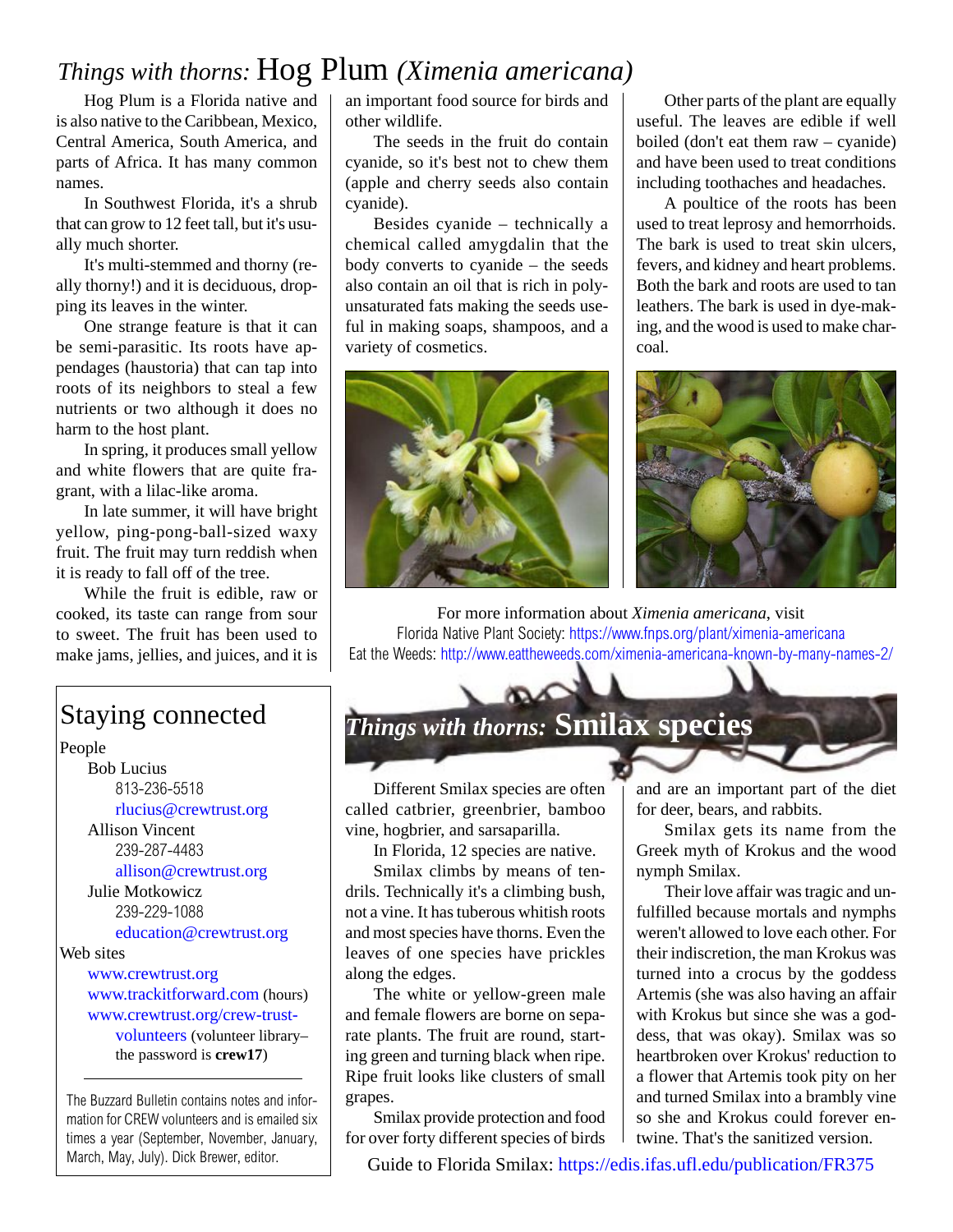# *Things with thorns:* Hog Plum *(Ximenia americana)*

Hog Plum is a Florida native and is also native to the Caribbean, Mexico, Central America, South America, and parts of Africa. It has many common names.

In Southwest Florida, it's a shrub that can grow to 12 feet tall, but it's usually much shorter.

It's multi-stemmed and thorny (really thorny!) and it is deciduous, dropping its leaves in the winter.

One strange feature is that it can be semi-parasitic. Its roots have appendages (haustoria) that can tap into roots of its neighbors to steal a few nutrients or two although it does no harm to the host plant.

In spring, it produces small yellow and white flowers that are quite fragrant, with a lilac-like aroma.

In late summer, it will have bright yellow, ping-pong-ball-sized waxy fruit. The fruit may turn reddish when it is ready to fall off of the tree.

While the fruit is edible, raw or cooked, its taste can range from sour to sweet. The fruit has been used to make jams, jellies, and juices, and it is an important food source for birds and other wildlife.

The seeds in the fruit do contain cyanide, so it's best not to chew them (apple and cherry seeds also contain cyanide).

Besides cyanide – technically a chemical called amygdalin that the body converts to cyanide – the seeds also contain an oil that is rich in polyunsaturated fats making the seeds useful in making soaps, shampoos, and a variety of cosmetics.

Other parts of the plant are equally useful. The leaves are edible if well boiled (don't eat them raw – cyanide) and have been used to treat conditions including toothaches and headaches.

A poultice of the roots has been used to treat leprosy and hemorrhoids. The bark is used to treat skin ulcers, fevers, and kidney and heart problems. Both the bark and roots are used to tan leathers. The bark is used in dye-making, and the wood is used to make charcoal.

For more information about *Ximenia americana*, visit
Florida Native Plant Society: https://www.fnps.org/plant/ximenia-americana
Eat the Weeds: http://www.eattheweeds.com/ximenia-americana-known-by-many-names-2/

## Staying connected

People

- Bob Lucius
  - 813-236-5518
  - rlucius@crewtrust.org
- Allison Vincent
  - 239-287-4483
  - allison@crewtrust.org
- Julie Motkowicz
  - 239-229-1088
  - education@crewtrust.org

Web sites

- www.crewtrust.org
- www.trackitforward.com (hours)
- www.crewtrust.org/crew-trust-volunteers (volunteer library–the password is **crew17**)

The Buzzard Bulletin contains notes and information for CREW volunteers and is emailed six times a year (September, November, January, March, May, July). Dick Brewer, editor.

## *Things with thorns:* Smilax species

Different Smilax species are often called catbrier, greenbrier, bamboo vine, hogbrier, and sarsaparilla.

In Florida, 12 species are native.

Smilax climbs by means of tendrils. Technically it's a climbing bush, not a vine. It has tuberous whitish roots and most species have thorns. Even the leaves of one species have prickles along the edges.

The white or yellow-green male and female flowers are borne on separate plants. The fruit are round, starting green and turning black when ripe. Ripe fruit looks like clusters of small grapes.

Smilax provide protection and food for over forty different species of birds and are an important part of the diet for deer, bears, and rabbits.

Smilax gets its name from the Greek myth of Krokus and the wood nymph Smilax.

Their love affair was tragic and unfulfilled because mortals and nymphs weren't allowed to love each other. For their indiscretion, the man Krokus was turned into a crocus by the goddess Artemis (she was also having an affair with Krokus but since she was a goddess, that was okay). Smilax was so heartbroken over Krokus' reduction to a flower that Artemis took pity on her and turned Smilax into a brambly vine so she and Krokus could forever entwine. That's the sanitized version.

Guide to Florida Smilax: https://edis.ifas.ufl.edu/publication/FR375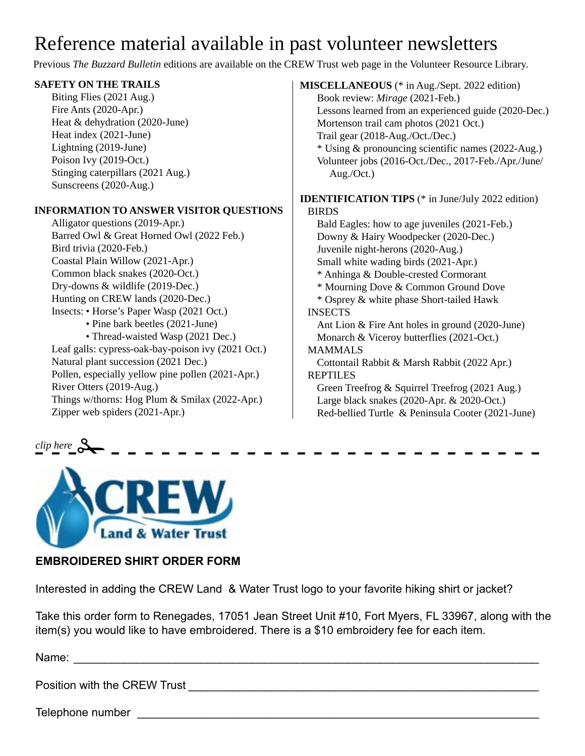# Reference material available in past volunteer newsletters

Previous *The Buzzard Bulletin* editions are available on the CREW Trust web page in the Volunteer Resource Library.

**SAFETY ON THE TRAILS**

- Biting Flies (2021 Aug.)
- Fire Ants (2020-Apr.)
- Heat & dehydration (2020-June)
- Heat index (2021-June)
- Lightning (2019-June)
- Poison Ivy (2019-Oct.)
- Stinging caterpillars (2021 Aug.)
- Sunscreens (2020-Aug.)

**INFORMATION TO ANSWER VISITOR QUESTIONS**

- Alligator questions (2019-Apr.)
- Barred Owl & Great Horned Owl (2022 Feb.)
- Bird trivia (2020-Feb.)
- Coastal Plain Willow (2021-Apr.)
- Common black snakes (2020-Oct.)
- Dry-downs & wildlife (2019-Dec.)
- Hunting on CREW lands (2020-Dec.)
- Insects: • Horse's Paper Wasp (2021 Oct.)
  - • Pine bark beetles (2021-June)
  - • Thread-waisted Wasp (2021 Dec.)
- Leaf galls: cypress-oak-bay-poison ivy (2021 Oct.)
- Natural plant succession (2021 Dec.)
- Pollen, especially yellow pine pollen (2021-Apr.)
- River Otters (2019-Aug.)
- Things w/thorns: Hog Plum & Smilax (2022-Apr.)
- Zipper web spiders (2021-Apr.)

**MISCELLANEOUS** (* in Aug./Sept. 2022 edition)

- Book review: *Mirage* (2021-Feb.)
- Lessons learned from an experienced guide (2020-Dec.)
- Mortenson trail cam photos (2021 Oct.)
- Trail gear (2018-Aug./Oct./Dec.)
- * Using & pronouncing scientific names (2022-Aug.)
- Volunteer jobs (2016-Oct./Dec., 2017-Feb./Apr./June/Aug./Oct.)

**IDENTIFICATION TIPS** (* in June/July 2022 edition)

BIRDS

- Bald Eagles: how to age juveniles (2021-Feb.)
- Downy & Hairy Woodpecker (2020-Dec.)
- Juvenile night-herons (2020-Aug.)
- Small white wading birds (2021-Apr.)
- * Anhinga & Double-crested Cormorant
- * Mourning Dove & Common Ground Dove
- * Osprey & white phase Short-tailed Hawk

INSECTS

- Ant Lion & Fire Ant holes in ground (2020-June)
- Monarch & Viceroy butterflies (2021-Oct.)

MAMMALS

- Cottontail Rabbit & Marsh Rabbit (2022 Apr.)

REPTILES

- Green Treefrog & Squirrel Treefrog (2021 Aug.)
- Large black snakes (2020-Apr. & 2020-Oct.)
- Red-bellied Turtle & Peninsula Cooter (2021-June)

*clip here* ✂ - - - - - - - - - - - - - - - - - - - - - - - - - - -

CREW Land & Water Trust

**EMBROIDERED SHIRT ORDER FORM**

Interested in adding the CREW Land & Water Trust logo to your favorite hiking shirt or jacket?

Take this order form to Renegades, 17051 Jean Street Unit #10, Fort Myers, FL 33967, along with the item(s) you would like to have embroidered. There is a $10 embroidery fee for each item.

Name: ______________________________________________

Position with the CREW Trust ______________________________________________

Telephone number ______________________________________________